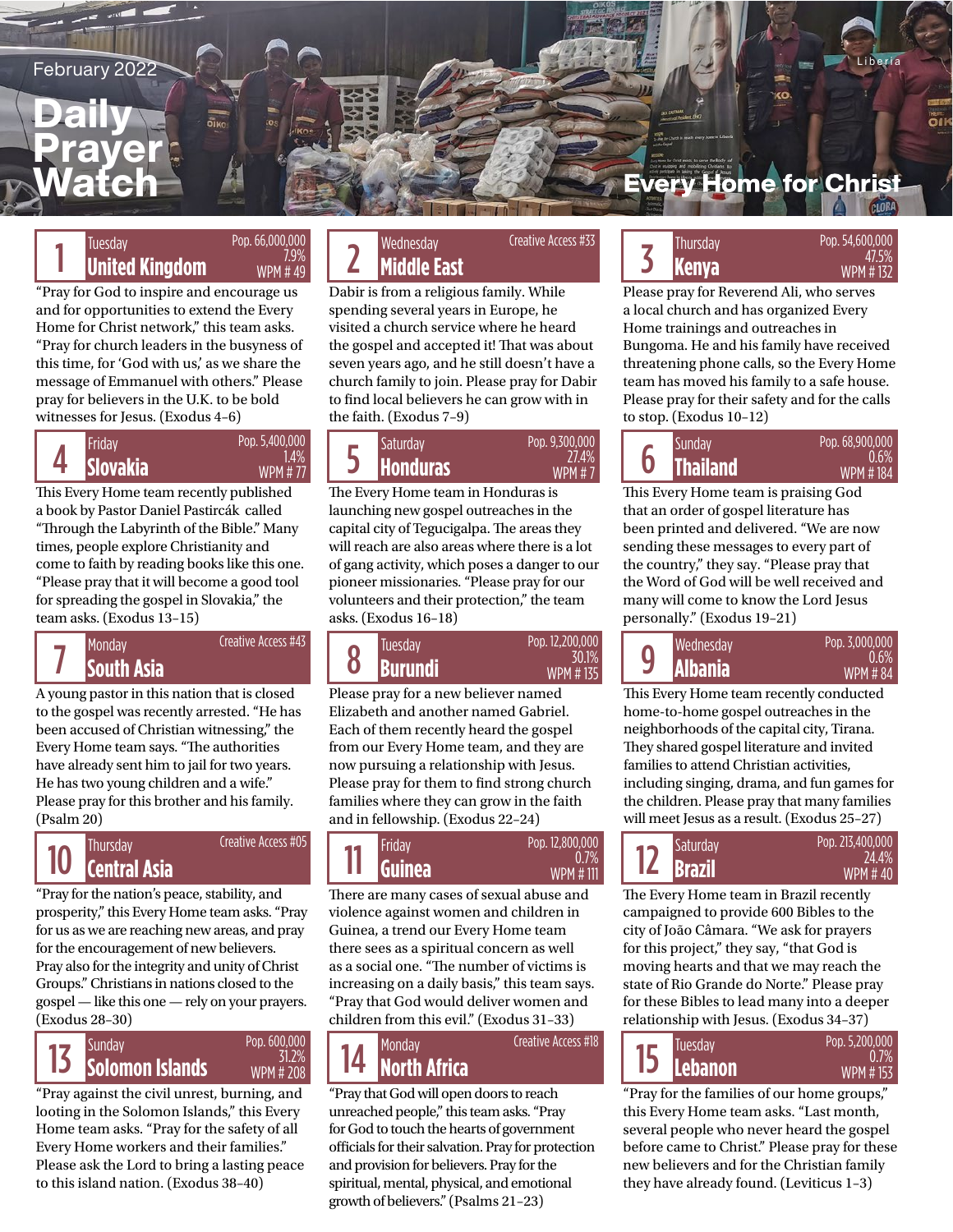February 2022

# Daily Prayer Watch

Liberia

Every Home for Christ

## 1 Tuesday — United Kingdom

Pop. 66,000,000
7.9%
WPM # 49

"Pray for God to inspire and encourage us and for opportunities to extend the Every Home for Christ network," this team asks. "Pray for church leaders in the busyness of this time, for 'God with us,' as we share the message of Emmanuel with others." Please pray for believers in the U.K. to be bold witnesses for Jesus. (Exodus 4–6)

## 2 Wednesday — Middle East

Creative Access #33

Dabir is from a religious family. While spending several years in Europe, he visited a church service where he heard the gospel and accepted it! That was about seven years ago, and he still doesn't have a church family to join. Please pray for Dabir to find local believers he can grow with in the faith. (Exodus 7–9)

## 3 Thursday — Kenya

Pop. 54,600,000
47.5%
WPM # 132

Please pray for Reverend Ali, who serves a local church and has organized Every Home trainings and outreaches in Bungoma. He and his family have received threatening phone calls, so the Every Home team has moved his family to a safe house. Please pray for their safety and for the calls to stop. (Exodus 10–12)

## 4 Friday — Slovakia

Pop. 5,400,000
1.4%
WPM # 77

This Every Home team recently published a book by Pastor Daniel Pastircák called "Through the Labyrinth of the Bible." Many times, people explore Christianity and come to faith by reading books like this one. "Please pray that it will become a good tool for spreading the gospel in Slovakia," the team asks. (Exodus 13–15)

## 5 Saturday — Honduras

Pop. 9,300,000
27.4%
WPM # 7

The Every Home team in Honduras is launching new gospel outreaches in the capital city of Tegucigalpa. The areas they will reach are also areas where there is a lot of gang activity, which poses a danger to our pioneer missionaries. "Please pray for our volunteers and their protection," the team asks. (Exodus 16–18)

## 6 Sunday — Thailand

Pop. 68,900,000
0.6%
WPM # 184

This Every Home team is praising God that an order of gospel literature has been printed and delivered. "We are now sending these messages to every part of the country," they say. "Please pray that the Word of God will be well received and many will come to know the Lord Jesus personally." (Exodus 19–21)

## 7 Monday — South Asia

Creative Access #43

A young pastor in this nation that is closed to the gospel was recently arrested. "He has been accused of Christian witnessing," the Every Home team says. "The authorities have already sent him to jail for two years. He has two young children and a wife." Please pray for this brother and his family. (Psalm 20)

## 8 Tuesday — Burundi

Pop. 12,200,000
30.1%
WPM # 135

Please pray for a new believer named Elizabeth and another named Gabriel. Each of them recently heard the gospel from our Every Home team, and they are now pursuing a relationship with Jesus. Please pray for them to find strong church families where they can grow in the faith and in fellowship. (Exodus 22–24)

## 9 Wednesday — Albania

Pop. 3,000,000
0.6%
WPM # 84

This Every Home team recently conducted home-to-home gospel outreaches in the neighborhoods of the capital city, Tirana. They shared gospel literature and invited families to attend Christian activities, including singing, drama, and fun games for the children. Please pray that many families will meet Jesus as a result. (Exodus 25–27)

## 10 Thursday — Central Asia

Creative Access #05

"Pray for the nation's peace, stability, and prosperity," this Every Home team asks. "Pray for us as we are reaching new areas, and pray for the encouragement of new believers. Pray also for the integrity and unity of Christ Groups." Christians in nations closed to the gospel — like this one — rely on your prayers. (Exodus 28–30)

## 11 Friday — Guinea

Pop. 12,800,000
0.7%
WPM # 111

There are many cases of sexual abuse and violence against women and children in Guinea, a trend our Every Home team there sees as a spiritual concern as well as a social one. "The number of victims is increasing on a daily basis," this team says. "Pray that God would deliver women and children from this evil." (Exodus 31–33)

## 12 Saturday — Brazil

Pop. 213,400,000
24.4%
WPM # 40

The Every Home team in Brazil recently campaigned to provide 600 Bibles to the city of João Câmara. "We ask for prayers for this project," they say, "that God is moving hearts and that we may reach the state of Rio Grande do Norte." Please pray for these Bibles to lead many into a deeper relationship with Jesus. (Exodus 34–37)

## 13 Sunday — Solomon Islands

Pop. 600,000
31.2%
WPM # 208

"Pray against the civil unrest, burning, and looting in the Solomon Islands," this Every Home team asks. "Pray for the safety of all Every Home workers and their families." Please ask the Lord to bring a lasting peace to this island nation. (Exodus 38–40)

## 14 Monday — North Africa

Creative Access #18

"Pray that God will open doors to reach unreached people," this team asks. "Pray for God to touch the hearts of government officials for their salvation. Pray for protection and provision for believers. Pray for the spiritual, mental, physical, and emotional growth of believers." (Psalms 21–23)

## 15 Tuesday — Lebanon

Pop. 5,200,000
0.7%
WPM # 153

"Pray for the families of our home groups," this Every Home team asks. "Last month, several people who never heard the gospel before came to Christ." Please pray for these new believers and for the Christian family they have already found. (Leviticus 1–3)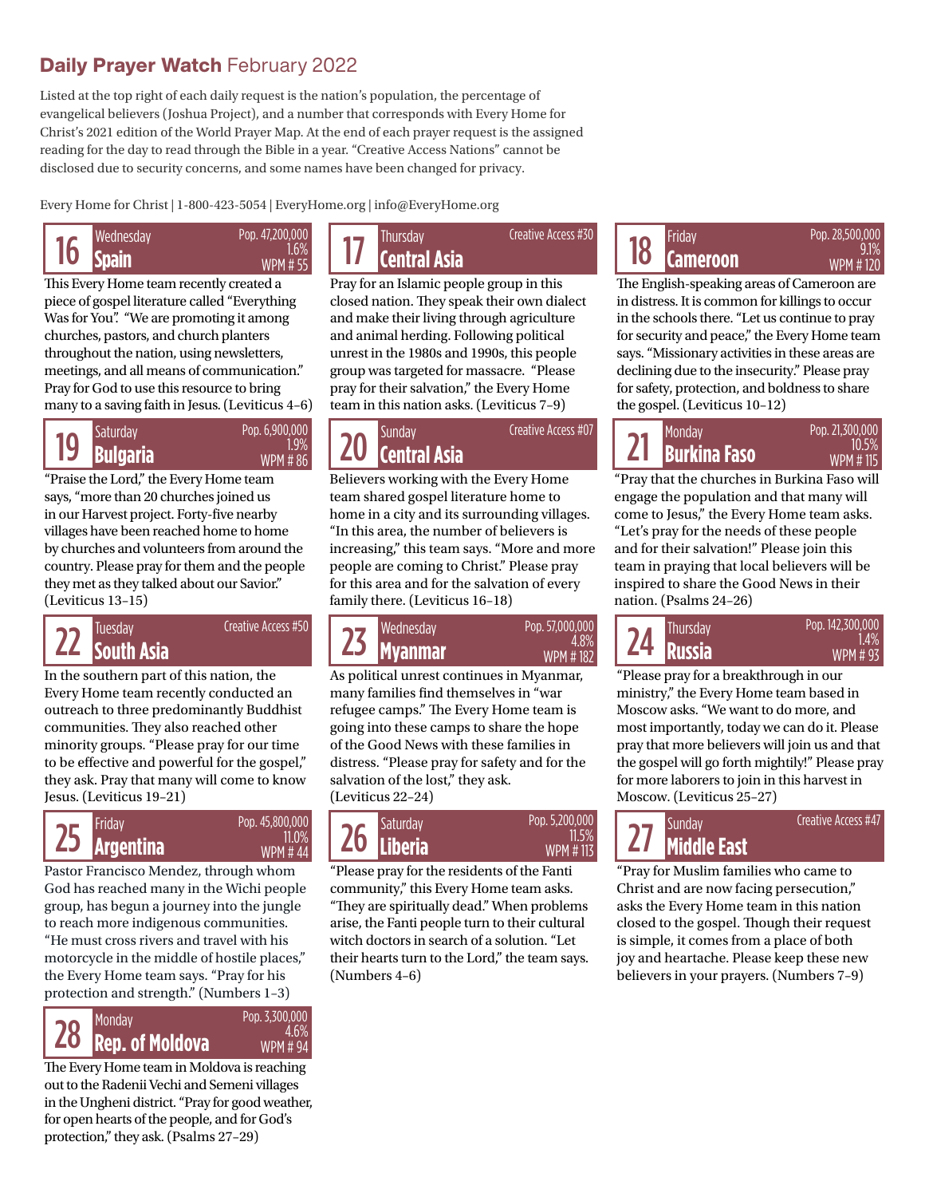# Daily Prayer Watch February 2022

Listed at the top right of each daily request is the nation's population, the percentage of evangelical believers (Joshua Project), and a number that corresponds with Every Home for Christ's 2021 edition of the World Prayer Map. At the end of each prayer request is the assigned reading for the day to read through the Bible in a year. "Creative Access Nations" cannot be disclosed due to security concerns, and some names have been changed for privacy.

Every Home for Christ | 1-800-423-5054 | EveryHome.org | info@EveryHome.org

## 16 Wednesday — Spain
Pop. 47,200,000
1.6%
WPM # 55

This Every Home team recently created a piece of gospel literature called "Everything Was for You". "We are promoting it among churches, pastors, and church planters throughout the nation, using newsletters, meetings, and all means of communication." Pray for God to use this resource to bring many to a saving faith in Jesus. (Leviticus 4–6)

## 17 Thursday — Central Asia
Creative Access #30

Pray for an Islamic people group in this closed nation. They speak their own dialect and make their living through agriculture and animal herding. Following political unrest in the 1980s and 1990s, this people group was targeted for massacre. "Please pray for their salvation," the Every Home team in this nation asks. (Leviticus 7–9)

## 18 Friday — Cameroon
Pop. 28,500,000
9.1%
WPM # 120

The English-speaking areas of Cameroon are in distress. It is common for killings to occur in the schools there. "Let us continue to pray for security and peace," the Every Home team says. "Missionary activities in these areas are declining due to the insecurity." Please pray for safety, protection, and boldness to share the gospel. (Leviticus 10–12)

## 19 Saturday — Bulgaria
Pop. 6,900,000
1.9%
WPM # 86

"Praise the Lord," the Every Home team says, "more than 20 churches joined us in our Harvest project. Forty-five nearby villages have been reached home to home by churches and volunteers from around the country. Please pray for them and the people they met as they talked about our Savior." (Leviticus 13–15)

## 20 Sunday — Central Asia
Creative Access #07

Believers working with the Every Home team shared gospel literature home to home in a city and its surrounding villages. "In this area, the number of believers is increasing," this team says. "More and more people are coming to Christ." Please pray for this area and for the salvation of every family there. (Leviticus 16–18)

## 21 Monday — Burkina Faso
Pop. 21,300,000
10.5%
WPM # 115

"Pray that the churches in Burkina Faso will engage the population and that many will come to Jesus," the Every Home team asks. "Let's pray for the needs of these people and for their salvation!" Please join this team in praying that local believers will be inspired to share the Good News in their nation. (Psalms 24–26)

## 22 Tuesday — South Asia
Creative Access #50

In the southern part of this nation, the Every Home team recently conducted an outreach to three predominantly Buddhist communities. They also reached other minority groups. "Please pray for our time to be effective and powerful for the gospel," they ask. Pray that many will come to know Jesus. (Leviticus 19–21)

## 23 Wednesday — Myanmar
Pop. 57,000,000
4.8%
WPM # 182

As political unrest continues in Myanmar, many families find themselves in "war refugee camps." The Every Home team is going into these camps to share the hope of the Good News with these families in distress. "Please pray for safety and for the salvation of the lost," they ask. (Leviticus 22–24)

## 24 Thursday — Russia
Pop. 142,300,000
1.4%
WPM # 93

"Please pray for a breakthrough in our ministry," the Every Home team based in Moscow asks. "We want to do more, and most importantly, today we can do it. Please pray that more believers will join us and that the gospel will go forth mightily!" Please pray for more laborers to join in this harvest in Moscow. (Leviticus 25–27)

## 25 Friday — Argentina
Pop. 45,800,000
11.0%
WPM # 44

Pastor Francisco Mendez, through whom God has reached many in the Wichi people group, has begun a journey into the jungle to reach more indigenous communities. "He must cross rivers and travel with his motorcycle in the middle of hostile places," the Every Home team says. "Pray for his protection and strength." (Numbers 1–3)

## 26 Saturday — Liberia
Pop. 5,200,000
11.5%
WPM # 113

"Please pray for the residents of the Fanti community," this Every Home team asks. "They are spiritually dead." When problems arise, the Fanti people turn to their cultural witch doctors in search of a solution. "Let their hearts turn to the Lord," the team says. (Numbers 4–6)

## 27 Sunday — Middle East
Creative Access #47

"Pray for Muslim families who came to Christ and are now facing persecution," asks the Every Home team in this nation closed to the gospel. Though their request is simple, it comes from a place of both joy and heartache. Please keep these new believers in your prayers. (Numbers 7–9)

## 28 Monday — Rep. of Moldova
Pop. 3,300,000
4.6%
WPM # 94

The Every Home team in Moldova is reaching out to the Radenii Vechi and Semeni villages in the Ungheni district. "Pray for good weather, for open hearts of the people, and for God's protection," they ask. (Psalms 27–29)